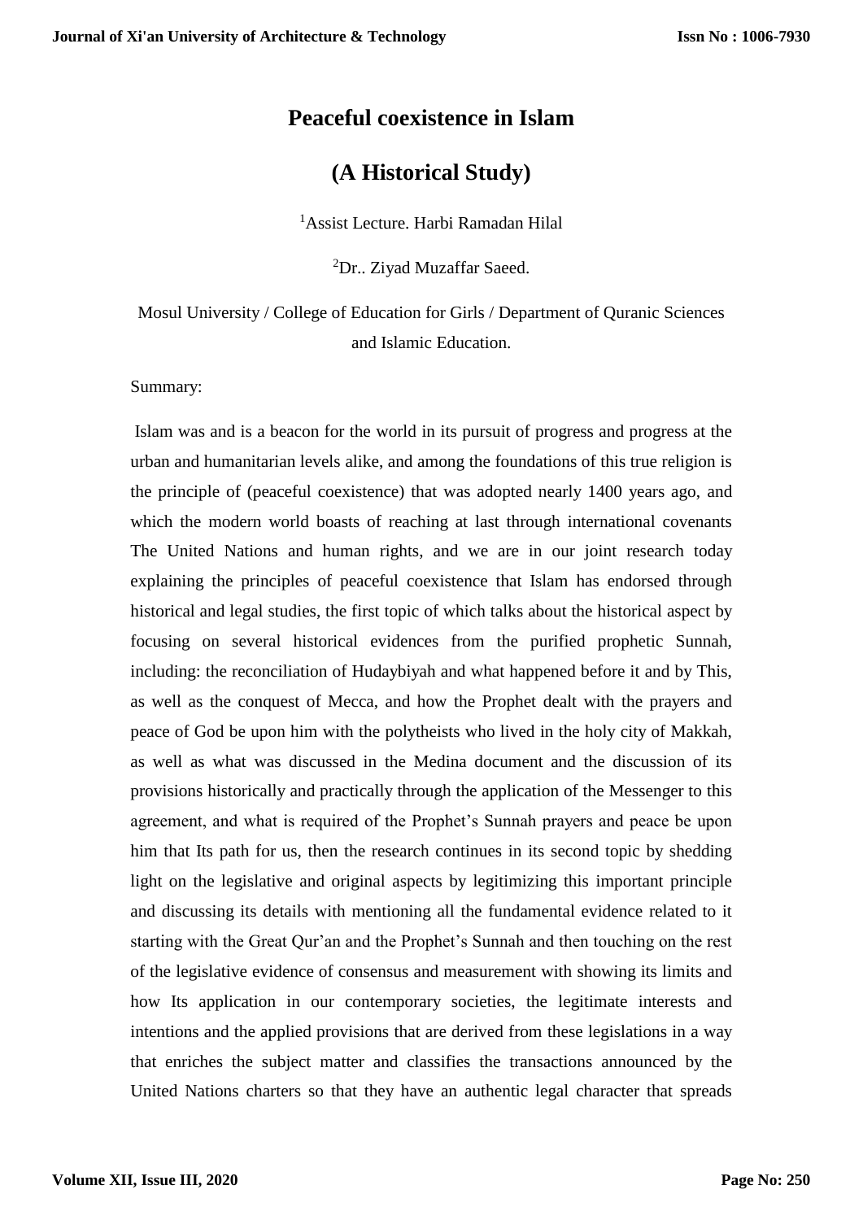# Peaceful coexistence in Islam

# (A Historical Study)

[1]Assist Lecture. Harbi Ramadan Hilal

[2]Dr.. Ziyad Muzaffar Saeed.

Mosul University / College of Education for Girls / Department of Quranic Sciences and Islamic Education.

Summary:

Islam was and is a beacon for the world in its pursuit of progress and progress at the urban and humanitarian levels alike, and among the foundations of this true religion is the principle of (peaceful coexistence) that was adopted nearly 1400 years ago, and which the modern world boasts of reaching at last through international covenants The United Nations and human rights, and we are in our joint research today explaining the principles of peaceful coexistence that Islam has endorsed through historical and legal studies, the first topic of which talks about the historical aspect by focusing on several historical evidences from the purified prophetic Sunnah, including: the reconciliation of Hudaybiyah and what happened before it and by This, as well as the conquest of Mecca, and how the Prophet dealt with the prayers and peace of God be upon him with the polytheists who lived in the holy city of Makkah, as well as what was discussed in the Medina document and the discussion of its provisions historically and practically through the application of the Messenger to this agreement, and what is required of the Prophet's Sunnah prayers and peace be upon him that Its path for us, then the research continues in its second topic by shedding light on the legislative and original aspects by legitimizing this important principle and discussing its details with mentioning all the fundamental evidence related to it starting with the Great Qur'an and the Prophet's Sunnah and then touching on the rest of the legislative evidence of consensus and measurement with showing its limits and how Its application in our contemporary societies, the legitimate interests and intentions and the applied provisions that are derived from these legislations in a way that enriches the subject matter and classifies the transactions announced by the United Nations charters so that they have an authentic legal character that spreads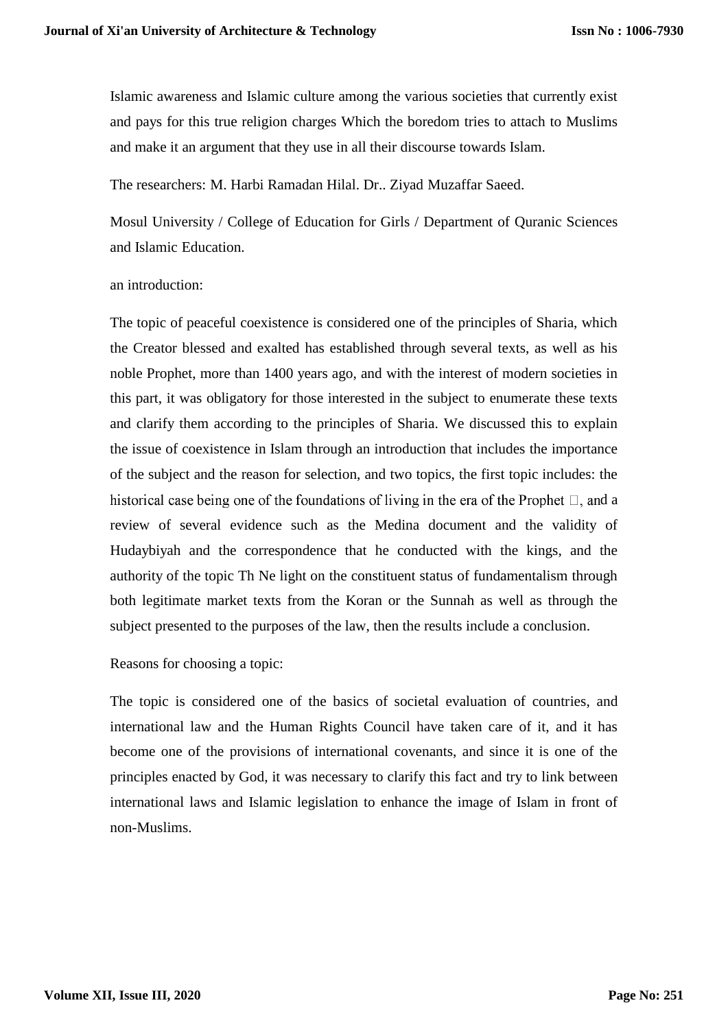Islamic awareness and Islamic culture among the various societies that currently exist and pays for this true religion charges Which the boredom tries to attach to Muslims and make it an argument that they use in all their discourse towards Islam.

The researchers: M. Harbi Ramadan Hilal. Dr.. Ziyad Muzaffar Saeed.

Mosul University / College of Education for Girls / Department of Quranic Sciences and Islamic Education.

an introduction:

The topic of peaceful coexistence is considered one of the principles of Sharia, which the Creator blessed and exalted has established through several texts, as well as his noble Prophet, more than 1400 years ago, and with the interest of modern societies in this part, it was obligatory for those interested in the subject to enumerate these texts and clarify them according to the principles of Sharia. We discussed this to explain the issue of coexistence in Islam through an introduction that includes the importance of the subject and the reason for selection, and two topics, the first topic includes: the historical case being one of the foundations of living in the era of the Prophet □, and a review of several evidence such as the Medina document and the validity of Hudaybiyah and the correspondence that he conducted with the kings, and the authority of the topic Th Ne light on the constituent status of fundamentalism through both legitimate market texts from the Koran or the Sunnah as well as through the subject presented to the purposes of the law, then the results include a conclusion.

Reasons for choosing a topic:

The topic is considered one of the basics of societal evaluation of countries, and international law and the Human Rights Council have taken care of it, and it has become one of the provisions of international covenants, and since it is one of the principles enacted by God, it was necessary to clarify this fact and try to link between international laws and Islamic legislation to enhance the image of Islam in front of non-Muslims.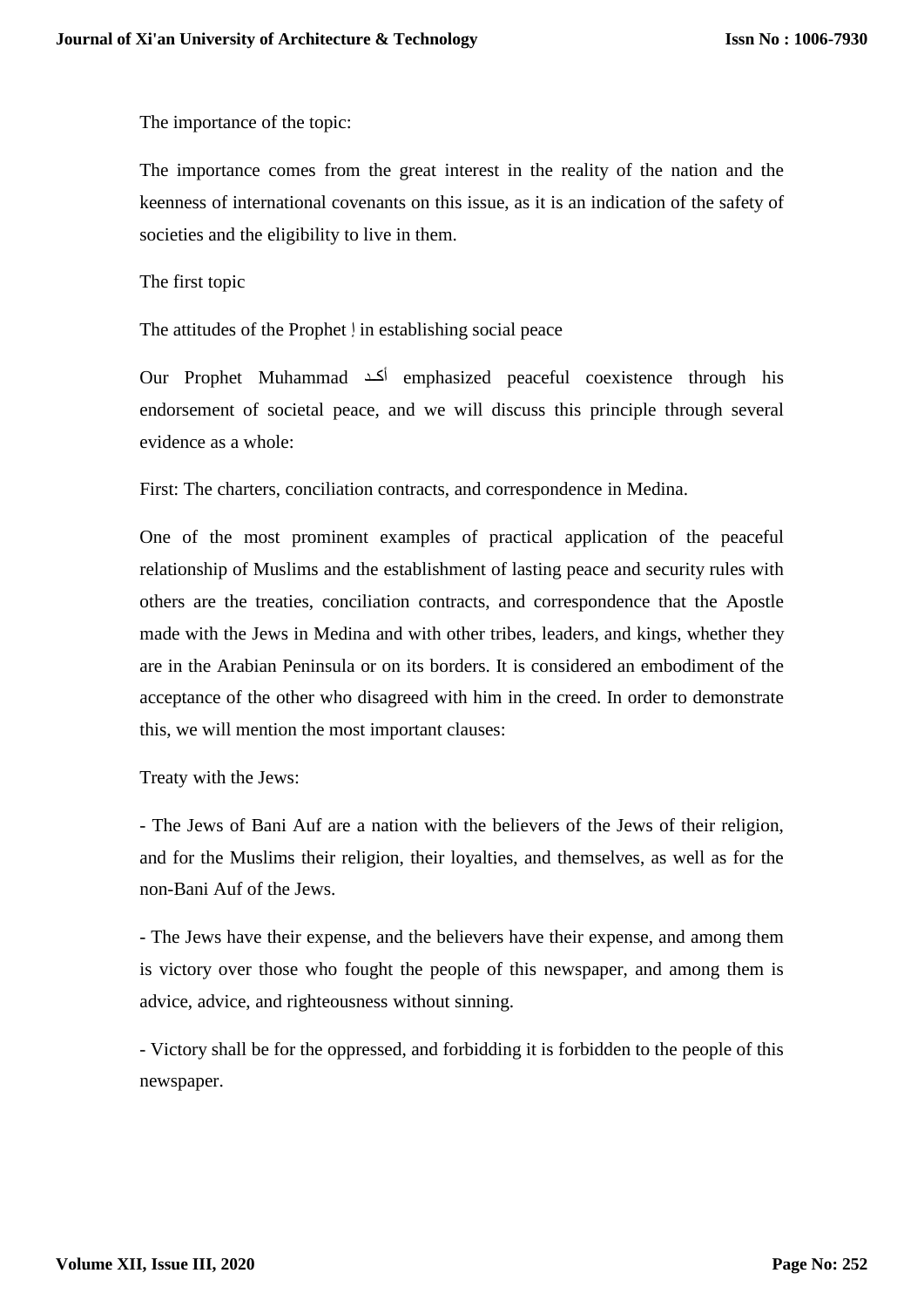The importance of the topic:

The importance comes from the great interest in the reality of the nation and the keenness of international covenants on this issue, as it is an indication of the safety of societies and the eligibility to live in them.

The first topic

The attitudes of the Prophet ! in establishing social peace

Our Prophet Muhammad أكـد emphasized peaceful coexistence through his endorsement of societal peace, and we will discuss this principle through several evidence as a whole:

First: The charters, conciliation contracts, and correspondence in Medina.

One of the most prominent examples of practical application of the peaceful relationship of Muslims and the establishment of lasting peace and security rules with others are the treaties, conciliation contracts, and correspondence that the Apostle made with the Jews in Medina and with other tribes, leaders, and kings, whether they are in the Arabian Peninsula or on its borders. It is considered an embodiment of the acceptance of the other who disagreed with him in the creed. In order to demonstrate this, we will mention the most important clauses:

Treaty with the Jews:

- The Jews of Bani Auf are a nation with the believers of the Jews of their religion, and for the Muslims their religion, their loyalties, and themselves, as well as for the non-Bani Auf of the Jews.

- The Jews have their expense, and the believers have their expense, and among them is victory over those who fought the people of this newspaper, and among them is advice, advice, and righteousness without sinning.

- Victory shall be for the oppressed, and forbidding it is forbidden to the people of this newspaper.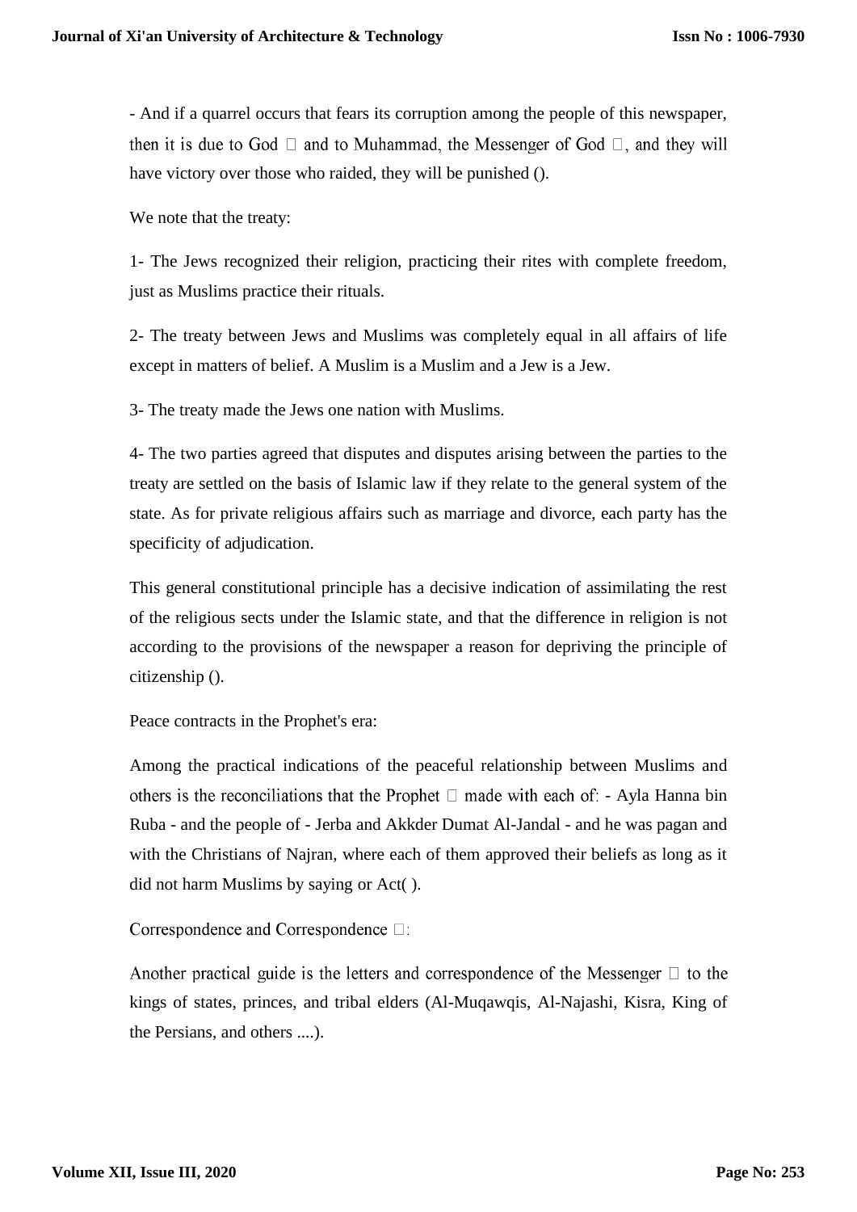- And if a quarrel occurs that fears its corruption among the people of this newspaper, then it is due to God □ and to Muhammad, the Messenger of God □, and they will have victory over those who raided, they will be punished ().

We note that the treaty:

1- The Jews recognized their religion, practicing their rites with complete freedom, just as Muslims practice their rituals.

2- The treaty between Jews and Muslims was completely equal in all affairs of life except in matters of belief. A Muslim is a Muslim and a Jew is a Jew.

3- The treaty made the Jews one nation with Muslims.

4- The two parties agreed that disputes and disputes arising between the parties to the treaty are settled on the basis of Islamic law if they relate to the general system of the state. As for private religious affairs such as marriage and divorce, each party has the specificity of adjudication.

This general constitutional principle has a decisive indication of assimilating the rest of the religious sects under the Islamic state, and that the difference in religion is not according to the provisions of the newspaper a reason for depriving the principle of citizenship ().

Peace contracts in the Prophet's era:

Among the practical indications of the peaceful relationship between Muslims and others is the reconciliations that the Prophet □ made with each of: - Ayla Hanna bin Ruba - and the people of - Jerba and Akkder Dumat Al-Jandal - and he was pagan and with the Christians of Najran, where each of them approved their beliefs as long as it did not harm Muslims by saying or Act( ).

Correspondence and Correspondence □:

Another practical guide is the letters and correspondence of the Messenger □ to the kings of states, princes, and tribal elders (Al-Muqawqis, Al-Najashi, Kisra, King of the Persians, and others ....).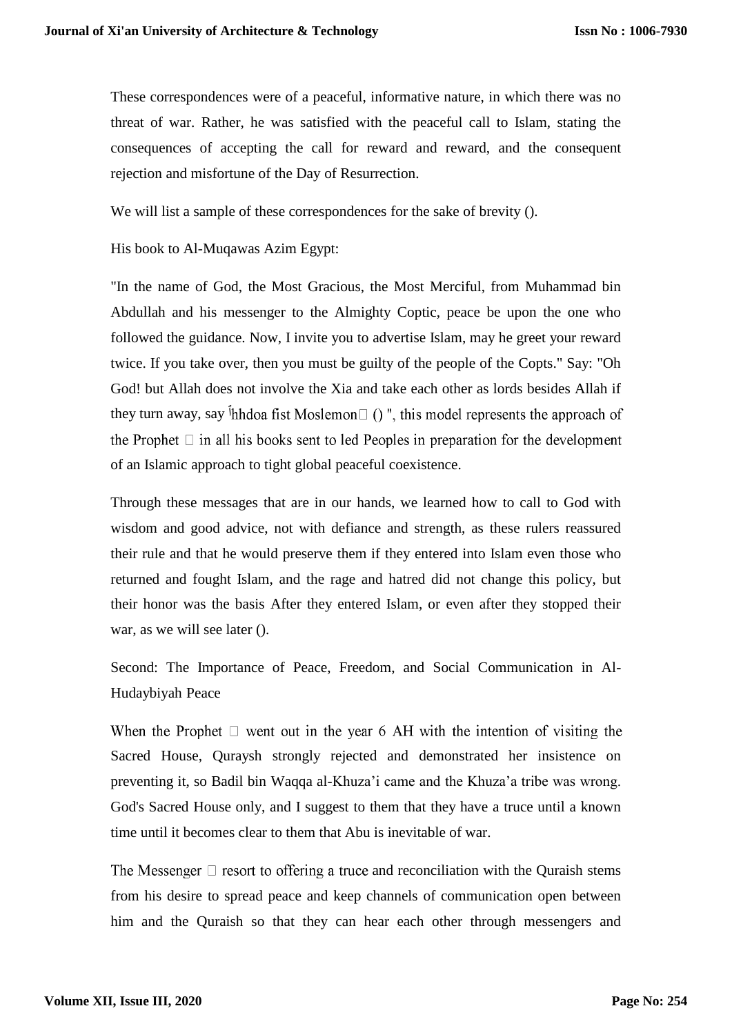These correspondences were of a peaceful, informative nature, in which there was no threat of war. Rather, he was satisfied with the peaceful call to Islam, stating the consequences of accepting the call for reward and reward, and the consequent rejection and misfortune of the Day of Resurrection.

We will list a sample of these correspondences for the sake of brevity ().

His book to Al-Muqawas Azim Egypt:

"In the name of God, the Most Gracious, the Most Merciful, from Muhammad bin Abdullah and his messenger to the Almighty Coptic, peace be upon the one who followed the guidance. Now, I invite you to advertise Islam, may he greet your reward twice. If you take over, then you must be guilty of the people of the Copts." Say: "Oh God! but Allah does not involve the Xia and take each other as lords besides Allah if they turn away, say ͥhhdoa fist Moslemon ( ) ", this model represents the approach of the Prophet in all his books sent to led Peoples in preparation for the development of an Islamic approach to tight global peaceful coexistence.

Through these messages that are in our hands, we learned how to call to God with wisdom and good advice, not with defiance and strength, as these rulers reassured their rule and that he would preserve them if they entered into Islam even those who returned and fought Islam, and the rage and hatred did not change this policy, but their honor was the basis After they entered Islam, or even after they stopped their war, as we will see later ().

Second: The Importance of Peace, Freedom, and Social Communication in Al-Hudaybiyah Peace

When the Prophet went out in the year 6 AH with the intention of visiting the Sacred House, Quraysh strongly rejected and demonstrated her insistence on preventing it, so Badil bin Waqqa al-Khuza'i came and the Khuza'a tribe was wrong. God's Sacred House only, and I suggest to them that they have a truce until a known time until it becomes clear to them that Abu is inevitable of war.

The Messenger resort to offering a truce and reconciliation with the Quraish stems from his desire to spread peace and keep channels of communication open between him and the Quraish so that they can hear each other through messengers and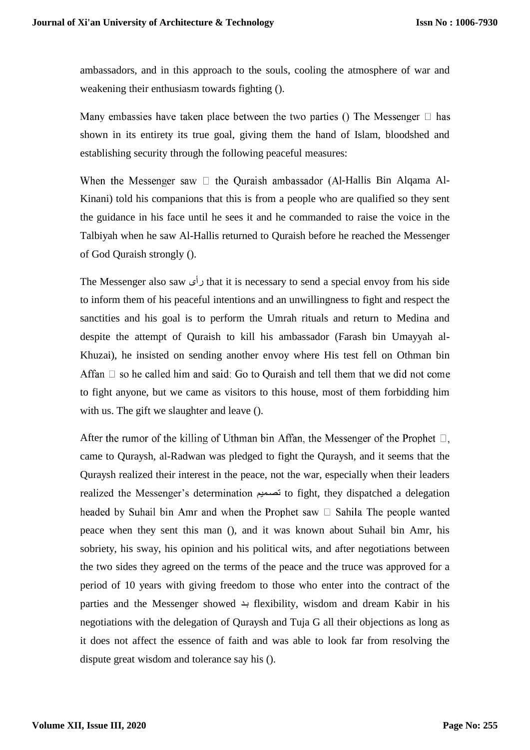ambassadors, and in this approach to the souls, cooling the atmosphere of war and weakening their enthusiasm towards fighting ().

Many embassies have taken place between the two parties () The Messenger  has shown in its entirety its true goal, giving them the hand of Islam, bloodshed and establishing security through the following peaceful measures:

When the Messenger saw  the Quraish ambassador (Al-Hallis Bin Alqama Al-Kinani) told his companions that this is from a people who are qualified so they sent the guidance in his face until he sees it and he commanded to raise the voice in the Talbiyah when he saw Al-Hallis returned to Quraish before he reached the Messenger of God Quraish strongly ().

The Messenger also saw رأى that it is necessary to send a special envoy from his side to inform them of his peaceful intentions and an unwillingness to fight and respect the sanctities and his goal is to perform the Umrah rituals and return to Medina and despite the attempt of Quraish to kill his ambassador (Farash bin Umayyah al-Khuzai), he insisted on sending another envoy where His test fell on Othman bin Affan  so he called him and said: Go to Quraish and tell them that we did not come to fight anyone, but we came as visitors to this house, most of them forbidding him with us. The gift we slaughter and leave ().

After the rumor of the killing of Uthman bin Affan, the Messenger of the Prophet , came to Quraysh, al-Radwan was pledged to fight the Quraysh, and it seems that the Quraysh realized their interest in the peace, not the war, especially when their leaders realized the Messenger's determination تصميم to fight, they dispatched a delegation headed by Suhail bin Amr and when the Prophet saw  Sahila The people wanted peace when they sent this man (), and it was known about Suhail bin Amr, his sobriety, his sway, his opinion and his political wits, and after negotiations between the two sides they agreed on the terms of the peace and the truce was approved for a period of 10 years with giving freedom to those who enter into the contract of the parties and the Messenger showed بـ flexibility, wisdom and dream Kabir in his negotiations with the delegation of Quraysh and Tuja G all their objections as long as it does not affect the essence of faith and was able to look far from resolving the dispute great wisdom and tolerance say his ().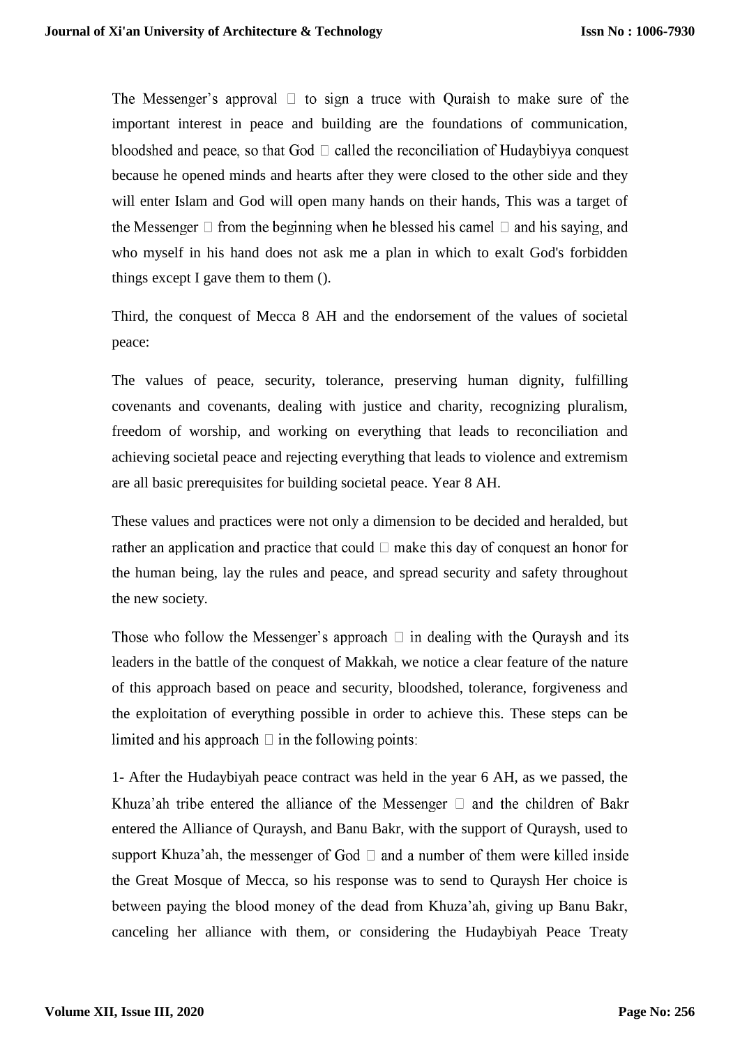The Messenger's approval  to sign a truce with Quraish to make sure of the important interest in peace and building are the foundations of communication, bloodshed and peace, so that God  called the reconciliation of Hudaybiyya conquest because he opened minds and hearts after they were closed to the other side and they will enter Islam and God will open many hands on their hands, This was a target of the Messenger  from the beginning when he blessed his camel  and his saying, and who myself in his hand does not ask me a plan in which to exalt God's forbidden things except I gave them to them ().

Third, the conquest of Mecca 8 AH and the endorsement of the values of societal peace:

The values of peace, security, tolerance, preserving human dignity, fulfilling covenants and covenants, dealing with justice and charity, recognizing pluralism, freedom of worship, and working on everything that leads to reconciliation and achieving societal peace and rejecting everything that leads to violence and extremism are all basic prerequisites for building societal peace. Year 8 AH.

These values and practices were not only a dimension to be decided and heralded, but rather an application and practice that could  make this day of conquest an honor for the human being, lay the rules and peace, and spread security and safety throughout the new society.

Those who follow the Messenger's approach  in dealing with the Quraysh and its leaders in the battle of the conquest of Makkah, we notice a clear feature of the nature of this approach based on peace and security, bloodshed, tolerance, forgiveness and the exploitation of everything possible in order to achieve this. These steps can be limited and his approach  in the following points:

1- After the Hudaybiyah peace contract was held in the year 6 AH, as we passed, the Khuza'ah tribe entered the alliance of the Messenger  and the children of Bakr entered the Alliance of Quraysh, and Banu Bakr, with the support of Quraysh, used to support Khuza'ah, the messenger of God  and a number of them were killed inside the Great Mosque of Mecca, so his response was to send to Quraysh Her choice is between paying the blood money of the dead from Khuza'ah, giving up Banu Bakr, canceling her alliance with them, or considering the Hudaybiyah Peace Treaty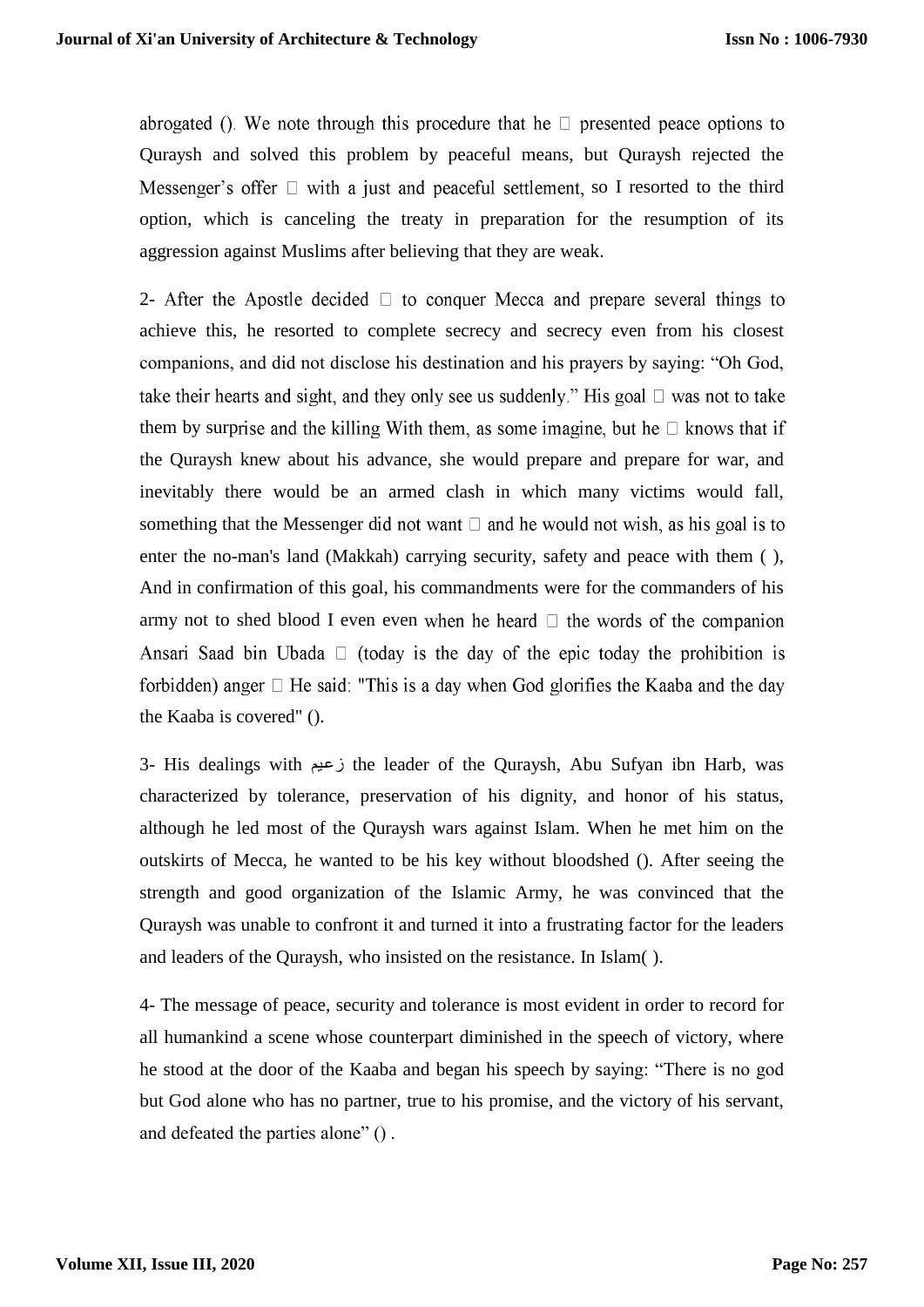abrogated (). We note through this procedure that he  presented peace options to Quraysh and solved this problem by peaceful means, but Quraysh rejected the Messenger's offer  with a just and peaceful settlement, so I resorted to the third option, which is canceling the treaty in preparation for the resumption of its aggression against Muslims after believing that they are weak.

2- After the Apostle decided  to conquer Mecca and prepare several things to achieve this, he resorted to complete secrecy and secrecy even from his closest companions, and did not disclose his destination and his prayers by saying: "Oh God, take their hearts and sight, and they only see us suddenly." His goal  was not to take them by surprise and the killing With them, as some imagine, but he  knows that if the Quraysh knew about his advance, she would prepare and prepare for war, and inevitably there would be an armed clash in which many victims would fall, something that the Messenger did not want  and he would not wish, as his goal is to enter the no-man's land (Makkah) carrying security, safety and peace with them ( ), And in confirmation of this goal, his commandments were for the commanders of his army not to shed blood I even even when he heard  the words of the companion Ansari Saad bin Ubada  (today is the day of the epic today the prohibition is forbidden) anger  He said: "This is a day when God glorifies the Kaaba and the day the Kaaba is covered" ().

3- His dealings with زعيم the leader of the Quraysh, Abu Sufyan ibn Harb, was characterized by tolerance, preservation of his dignity, and honor of his status, although he led most of the Quraysh wars against Islam. When he met him on the outskirts of Mecca, he wanted to be his key without bloodshed (). After seeing the strength and good organization of the Islamic Army, he was convinced that the Quraysh was unable to confront it and turned it into a frustrating factor for the leaders and leaders of the Quraysh, who insisted on the resistance. In Islam( ).

4- The message of peace, security and tolerance is most evident in order to record for all humankind a scene whose counterpart diminished in the speech of victory, where he stood at the door of the Kaaba and began his speech by saying: "There is no god but God alone who has no partner, true to his promise, and the victory of his servant, and defeated the parties alone" () .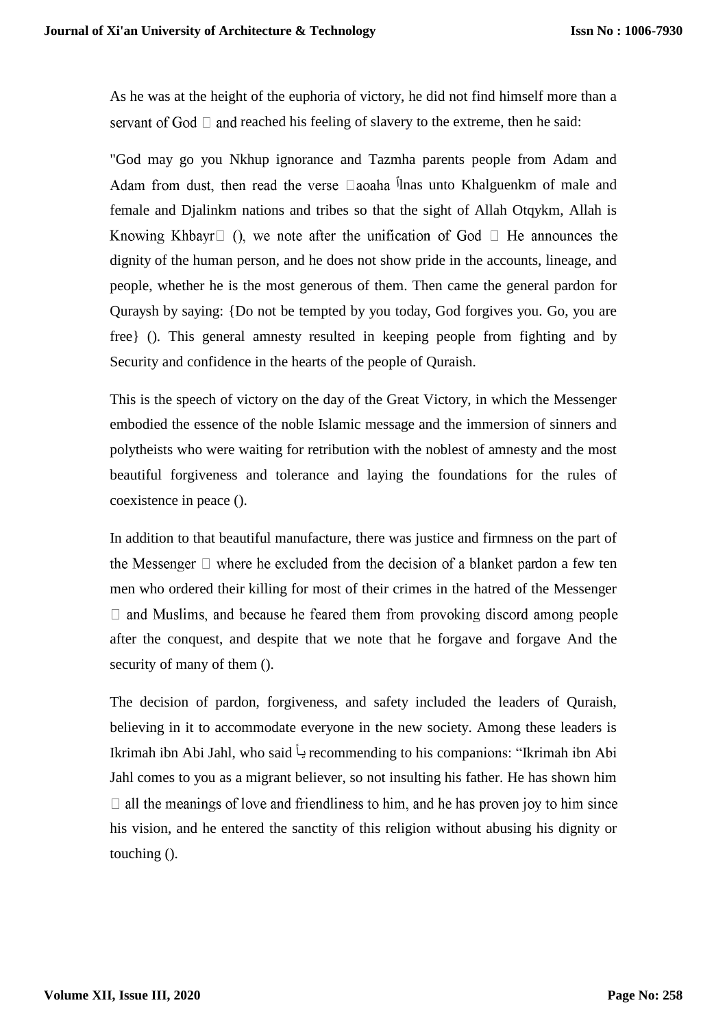As he was at the height of the euphoria of victory, he did not find himself more than a servant of God  and reached his feeling of slavery to the extreme, then he said:

"God may go you Nkhup ignorance and Tazmha parents people from Adam and Adam from dust, then read the verse aoaha أlnas unto Khalguenkm of male and female and Djalinkm nations and tribes so that the sight of Allah Otqykm, Allah is Knowing Khbayr (), we note after the unification of God  He announces the dignity of the human person, and he does not show pride in the accounts, lineage, and people, whether he is the most generous of them. Then came the general pardon for Quraysh by saying: {Do not be tempted by you today, God forgives you. Go, you are free} (). This general amnesty resulted in keeping people from fighting and by Security and confidence in the hearts of the people of Quraish.

This is the speech of victory on the day of the Great Victory, in which the Messenger embodied the essence of the noble Islamic message and the immersion of sinners and polytheists who were waiting for retribution with the noblest of amnesty and the most beautiful forgiveness and tolerance and laying the foundations for the rules of coexistence in peace ().

In addition to that beautiful manufacture, there was justice and firmness on the part of the Messenger  where he excluded from the decision of a blanket pardon a few ten men who ordered their killing for most of their crimes in the hatred of the Messenger  and Muslims, and because he feared them from provoking discord among people after the conquest, and despite that we note that he forgave and forgave And the security of many of them ().

The decision of pardon, forgiveness, and safety included the leaders of Quraish, believing in it to accommodate everyone in the new society. Among these leaders is Ikrimah ibn Abi Jahl, who said بأ recommending to his companions: “Ikrimah ibn Abi Jahl comes to you as a migrant believer, so not insulting his father. He has shown him  all the meanings of love and friendliness to him, and he has proven joy to him since his vision, and he entered the sanctity of this religion without abusing his dignity or touching ().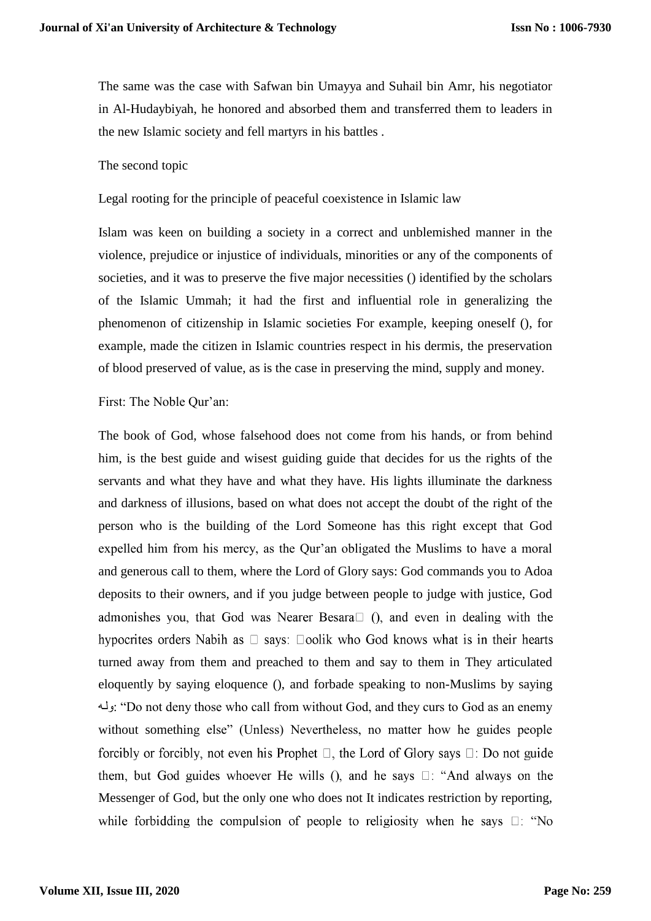The same was the case with Safwan bin Umayya and Suhail bin Amr, his negotiator in Al-Hudaybiyah, he honored and absorbed them and transferred them to leaders in the new Islamic society and fell martyrs in his battles .

The second topic

Legal rooting for the principle of peaceful coexistence in Islamic law

Islam was keen on building a society in a correct and unblemished manner in the violence, prejudice or injustice of individuals, minorities or any of the components of societies, and it was to preserve the five major necessities () identified by the scholars of the Islamic Ummah; it had the first and influential role in generalizing the phenomenon of citizenship in Islamic societies For example, keeping oneself (), for example, made the citizen in Islamic countries respect in his dermis, the preservation of blood preserved of value, as is the case in preserving the mind, supply and money.

First: The Noble Qur'an:

The book of God, whose falsehood does not come from his hands, or from behind him, is the best guide and wisest guiding guide that decides for us the rights of the servants and what they have and what they have. His lights illuminate the darkness and darkness of illusions, based on what does not accept the doubt of the right of the person who is the building of the Lord Someone has this right except that God expelled him from his mercy, as the Qur'an obligated the Muslims to have a moral and generous call to them, where the Lord of Glory says: God commands you to Adoa deposits to their owners, and if you judge between people to judge with justice, God admonishes you, that God was Nearer Besara () (), and even in dealing with the hypocrites orders Nabih as  says: oolik who God knows what is in their hearts turned away from them and preached to them and say to them in They articulated eloquently by saying eloquence (), and forbade speaking to non-Muslims by saying وله: "Do not deny those who call from without God, and they curs to God as an enemy without something else" (Unless) Nevertheless, no matter how he guides people forcibly or forcibly, not even his Prophet , the Lord of Glory says : Do not guide them, but God guides whoever He wills (), and he says : "And always on the Messenger of God, but the only one who does not It indicates restriction by reporting, while forbidding the compulsion of people to religiosity when he says : "No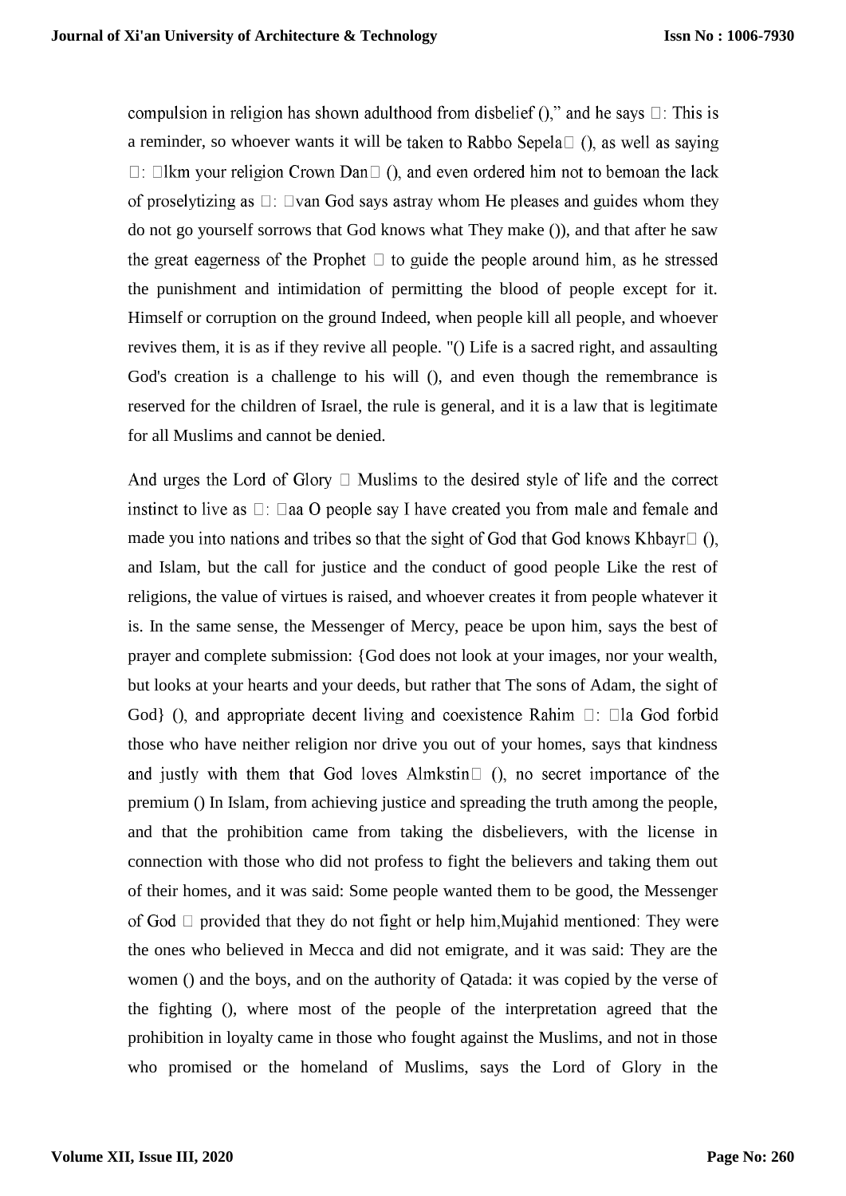compulsion in religion has shown adulthood from disbelief ()," and he says : This is a reminder, so whoever wants it will be taken to Rabbo Sepela (), as well as saying : lkm your religion Crown Dan (), and even ordered him not to bemoan the lack of proselytizing as : van God says astray whom He pleases and guides whom they do not go yourself sorrows that God knows what They make ()), and that after he saw the great eagerness of the Prophet to guide the people around him, as he stressed the punishment and intimidation of permitting the blood of people except for it. Himself or corruption on the ground Indeed, when people kill all people, and whoever revives them, it is as if they revive all people. "() Life is a sacred right, and assaulting God's creation is a challenge to his will (), and even though the remembrance is reserved for the children of Israel, the rule is general, and it is a law that is legitimate for all Muslims and cannot be denied.

And urges the Lord of Glory Muslims to the desired style of life and the correct instinct to live as : aa O people say I have created you from male and female and made you into nations and tribes so that the sight of God that God knows Khbayr (), and Islam, but the call for justice and the conduct of good people Like the rest of religions, the value of virtues is raised, and whoever creates it from people whatever it is. In the same sense, the Messenger of Mercy, peace be upon him, says the best of prayer and complete submission: {God does not look at your images, nor your wealth, but looks at your hearts and your deeds, but rather that The sons of Adam, the sight of God} (), and appropriate decent living and coexistence Rahim : la God forbid those who have neither religion nor drive you out of your homes, says that kindness and justly with them that God loves Almkstin (), no secret importance of the premium () In Islam, from achieving justice and spreading the truth among the people, and that the prohibition came from taking the disbelievers, with the license in connection with those who did not profess to fight the believers and taking them out of their homes, and it was said: Some people wanted them to be good, the Messenger of God provided that they do not fight or help him,Mujahid mentioned: They were the ones who believed in Mecca and did not emigrate, and it was said: They are the women () and the boys, and on the authority of Qatada: it was copied by the verse of the fighting (), where most of the people of the interpretation agreed that the prohibition in loyalty came in those who fought against the Muslims, and not in those who promised or the homeland of Muslims, says the Lord of Glory in the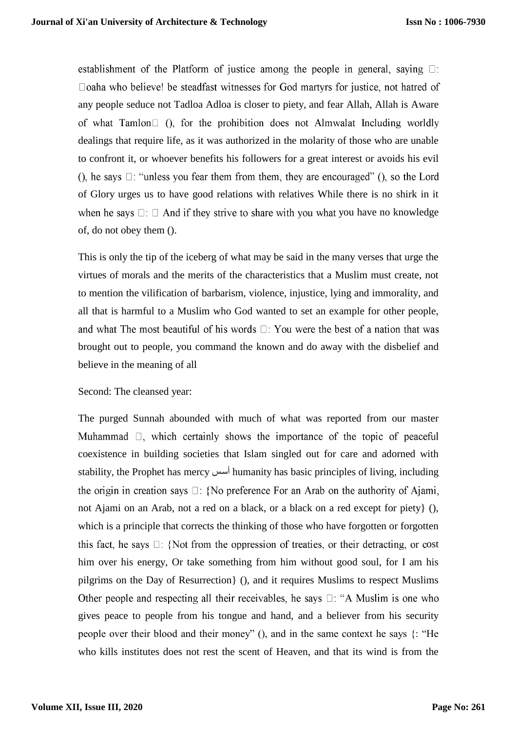establishment of the Platform of justice among the people in general, saying : oaha who believe! be steadfast witnesses for God martyrs for justice, not hatred of any people seduce not Tadloa Adloa is closer to piety, and fear Allah, Allah is Aware of what Tamlon (), for the prohibition does not Almwalat Including worldly dealings that require life, as it was authorized in the molarity of those who are unable to confront it, or whoever benefits his followers for a great interest or avoids his evil (), he says : "unless you fear them from them, they are encouraged" (), so the Lord of Glory urges us to have good relations with relatives While there is no shirk in it when he says :  And if they strive to share with you what you have no knowledge of, do not obey them ().

This is only the tip of the iceberg of what may be said in the many verses that urge the virtues of morals and the merits of the characteristics that a Muslim must create, not to mention the vilification of barbarism, violence, injustice, lying and immorality, and all that is harmful to a Muslim who God wanted to set an example for other people, and what The most beautiful of his words : You were the best of a nation that was brought out to people, you command the known and do away with the disbelief and believe in the meaning of all

Second: The cleansed year:

The purged Sunnah abounded with much of what was reported from our master Muhammad , which certainly shows the importance of the topic of peaceful coexistence in building societies that Islam singled out for care and adorned with stability, the Prophet has mercy أسس humanity has basic principles of living, including the origin in creation says : {No preference For an Arab on the authority of Ajami, not Ajami on an Arab, not a red on a black, or a black on a red except for piety} (), which is a principle that corrects the thinking of those who have forgotten or forgotten this fact, he says : {Not from the oppression of treaties, or their detracting, or cost him over his energy, Or take something from him without good soul, for I am his pilgrims on the Day of Resurrection} (), and it requires Muslims to respect Muslims Other people and respecting all their receivables, he says : "A Muslim is one who gives peace to people from his tongue and hand, and a believer from his security people over their blood and their money" (), and in the same context he says {: "He who kills institutes does not rest the scent of Heaven, and that its wind is from the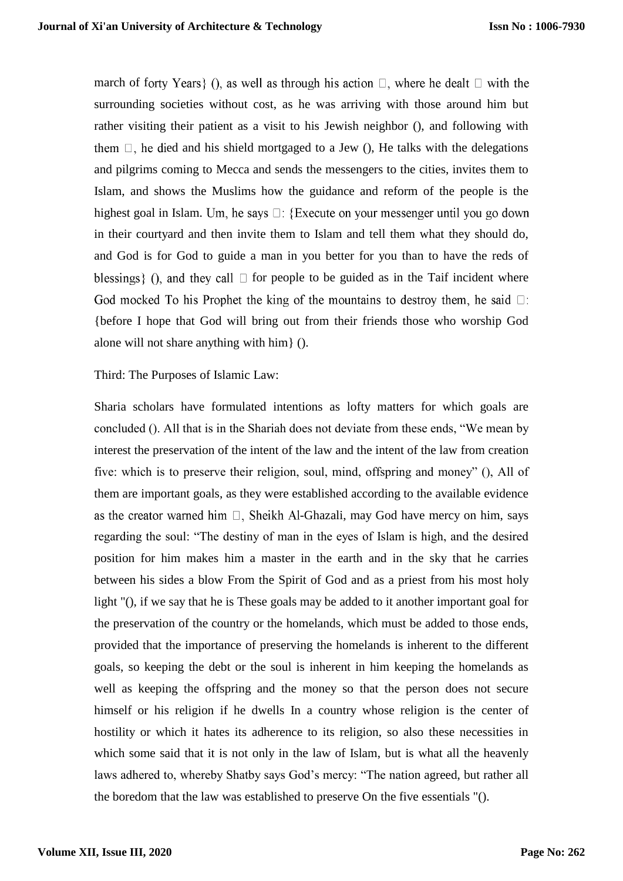march of forty Years} (), as well as through his action , where he dealt  with the surrounding societies without cost, as he was arriving with those around him but rather visiting their patient as a visit to his Jewish neighbor (), and following with them , he died and his shield mortgaged to a Jew (), He talks with the delegations and pilgrims coming to Mecca and sends the messengers to the cities, invites them to Islam, and shows the Muslims how the guidance and reform of the people is the highest goal in Islam. Um, he says : {Execute on your messenger until you go down in their courtyard and then invite them to Islam and tell them what they should do, and God is for God to guide a man in you better for you than to have the reds of blessings} (), and they call  for people to be guided as in the Taif incident where God mocked To his Prophet the king of the mountains to destroy them, he said : {before I hope that God will bring out from their friends those who worship God alone will not share anything with him} ().

Third: The Purposes of Islamic Law:

Sharia scholars have formulated intentions as lofty matters for which goals are concluded (). All that is in the Shariah does not deviate from these ends, "We mean by interest the preservation of the intent of the law and the intent of the law from creation five: which is to preserve their religion, soul, mind, offspring and money" (), All of them are important goals, as they were established according to the available evidence as the creator warned him , Sheikh Al-Ghazali, may God have mercy on him, says regarding the soul: "The destiny of man in the eyes of Islam is high, and the desired position for him makes him a master in the earth and in the sky that he carries between his sides a blow From the Spirit of God and as a priest from his most holy light "(), if we say that he is These goals may be added to it another important goal for the preservation of the country or the homelands, which must be added to those ends, provided that the importance of preserving the homelands is inherent to the different goals, so keeping the debt or the soul is inherent in him keeping the homelands as well as keeping the offspring and the money so that the person does not secure himself or his religion if he dwells In a country whose religion is the center of hostility or which it hates its adherence to its religion, so also these necessities in which some said that it is not only in the law of Islam, but is what all the heavenly laws adhered to, whereby Shatby says God's mercy: "The nation agreed, but rather all the boredom that the law was established to preserve On the five essentials "().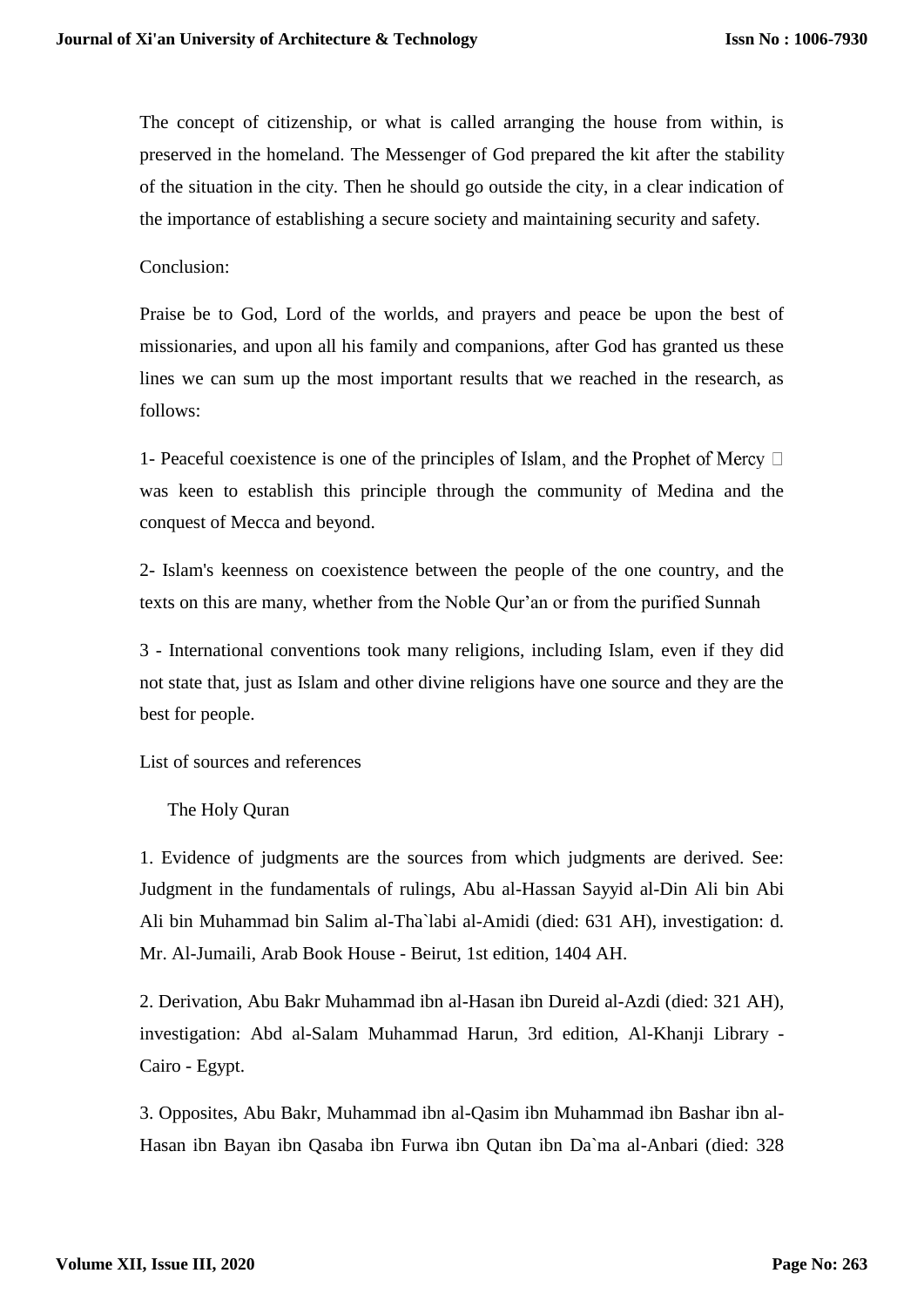The concept of citizenship, or what is called arranging the house from within, is preserved in the homeland. The Messenger of God prepared the kit after the stability of the situation in the city. Then he should go outside the city, in a clear indication of the importance of establishing a secure society and maintaining security and safety.

Conclusion:

Praise be to God, Lord of the worlds, and prayers and peace be upon the best of missionaries, and upon all his family and companions, after God has granted us these lines we can sum up the most important results that we reached in the research, as follows:

1- Peaceful coexistence is one of the principles of Islam, and the Prophet of Mercy  was keen to establish this principle through the community of Medina and the conquest of Mecca and beyond.

2- Islam's keenness on coexistence between the people of the one country, and the texts on this are many, whether from the Noble Qur'an or from the purified Sunnah

3 - International conventions took many religions, including Islam, even if they did not state that, just as Islam and other divine religions have one source and they are the best for people.

List of sources and references

The Holy Quran

1. Evidence of judgments are the sources from which judgments are derived. See: Judgment in the fundamentals of rulings, Abu al-Hassan Sayyid al-Din Ali bin Abi Ali bin Muhammad bin Salim al-Tha`labi al-Amidi (died: 631 AH), investigation: d. Mr. Al-Jumaili, Arab Book House - Beirut, 1st edition, 1404 AH.

2. Derivation, Abu Bakr Muhammad ibn al-Hasan ibn Dureid al-Azdi (died: 321 AH), investigation: Abd al-Salam Muhammad Harun, 3rd edition, Al-Khanji Library - Cairo - Egypt.

3. Opposites, Abu Bakr, Muhammad ibn al-Qasim ibn Muhammad ibn Bashar ibn al-Hasan ibn Bayan ibn Qasaba ibn Furwa ibn Qutan ibn Da`ma al-Anbari (died: 328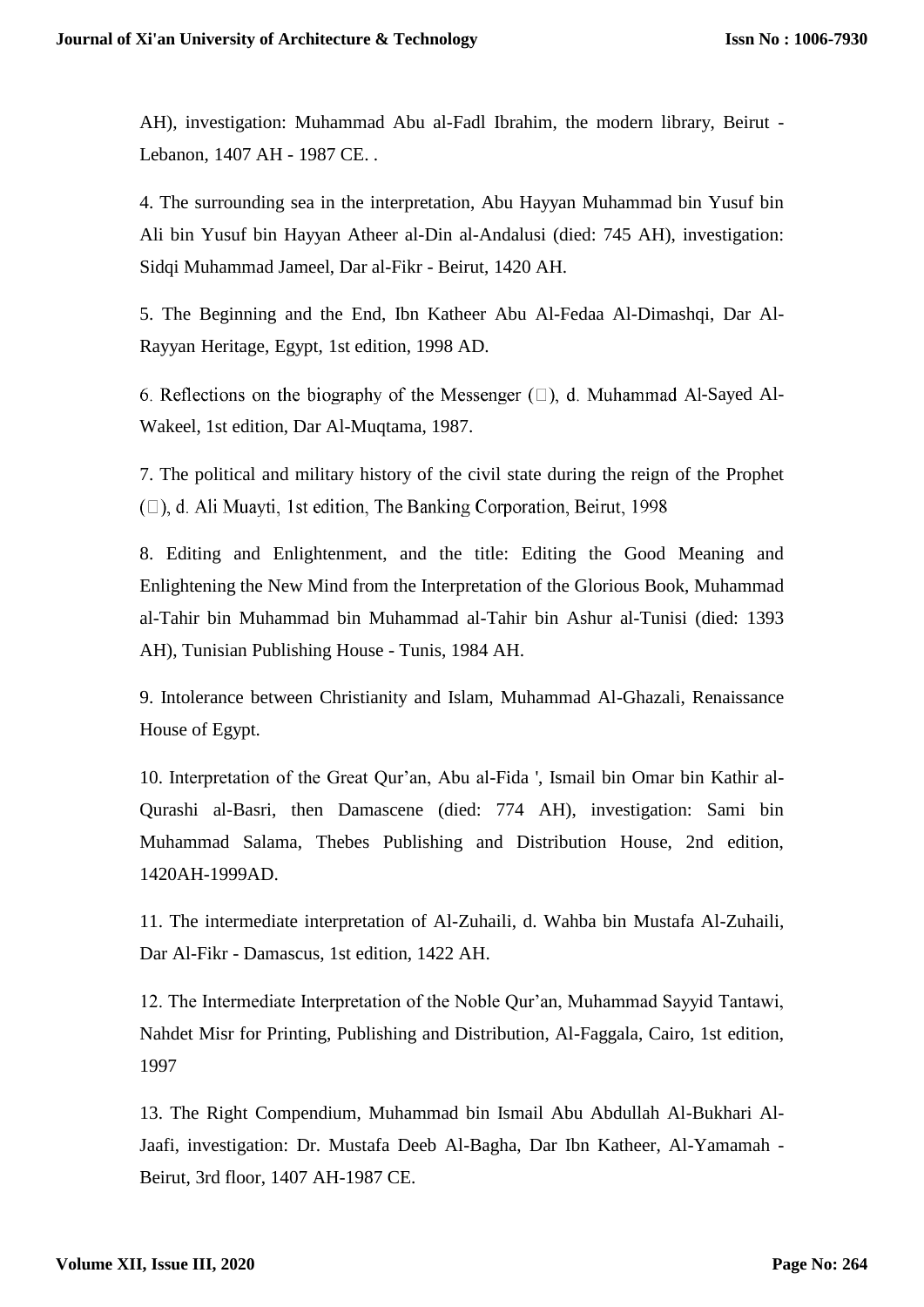AH), investigation: Muhammad Abu al-Fadl Ibrahim, the modern library, Beirut - Lebanon, 1407 AH - 1987 CE. .

4. The surrounding sea in the interpretation, Abu Hayyan Muhammad bin Yusuf bin Ali bin Yusuf bin Hayyan Atheer al-Din al-Andalusi (died: 745 AH), investigation: Sidqi Muhammad Jameel, Dar al-Fikr - Beirut, 1420 AH.

5. The Beginning and the End, Ibn Katheer Abu Al-Fedaa Al-Dimashqi, Dar Al-Rayyan Heritage, Egypt, 1st edition, 1998 AD.

6. Reflections on the biography of the Messenger (), d. Muhammad Al-Sayed Al-Wakeel, 1st edition, Dar Al-Muqtama, 1987.

7. The political and military history of the civil state during the reign of the Prophet (), d. Ali Muayti, 1st edition, The Banking Corporation, Beirut, 1998

8. Editing and Enlightenment, and the title: Editing the Good Meaning and Enlightening the New Mind from the Interpretation of the Glorious Book, Muhammad al-Tahir bin Muhammad bin Muhammad al-Tahir bin Ashur al-Tunisi (died: 1393 AH), Tunisian Publishing House - Tunis, 1984 AH.

9. Intolerance between Christianity and Islam, Muhammad Al-Ghazali, Renaissance House of Egypt.

10. Interpretation of the Great Qur'an, Abu al-Fida ', Ismail bin Omar bin Kathir al-Qurashi al-Basri, then Damascene (died: 774 AH), investigation: Sami bin Muhammad Salama, Thebes Publishing and Distribution House, 2nd edition, 1420AH-1999AD.

11. The intermediate interpretation of Al-Zuhaili, d. Wahba bin Mustafa Al-Zuhaili, Dar Al-Fikr - Damascus, 1st edition, 1422 AH.

12. The Intermediate Interpretation of the Noble Qur'an, Muhammad Sayyid Tantawi, Nahdet Misr for Printing, Publishing and Distribution, Al-Faggala, Cairo, 1st edition, 1997

13. The Right Compendium, Muhammad bin Ismail Abu Abdullah Al-Bukhari Al-Jaafi, investigation: Dr. Mustafa Deeb Al-Bagha, Dar Ibn Katheer, Al-Yamamah - Beirut, 3rd floor, 1407 AH-1987 CE.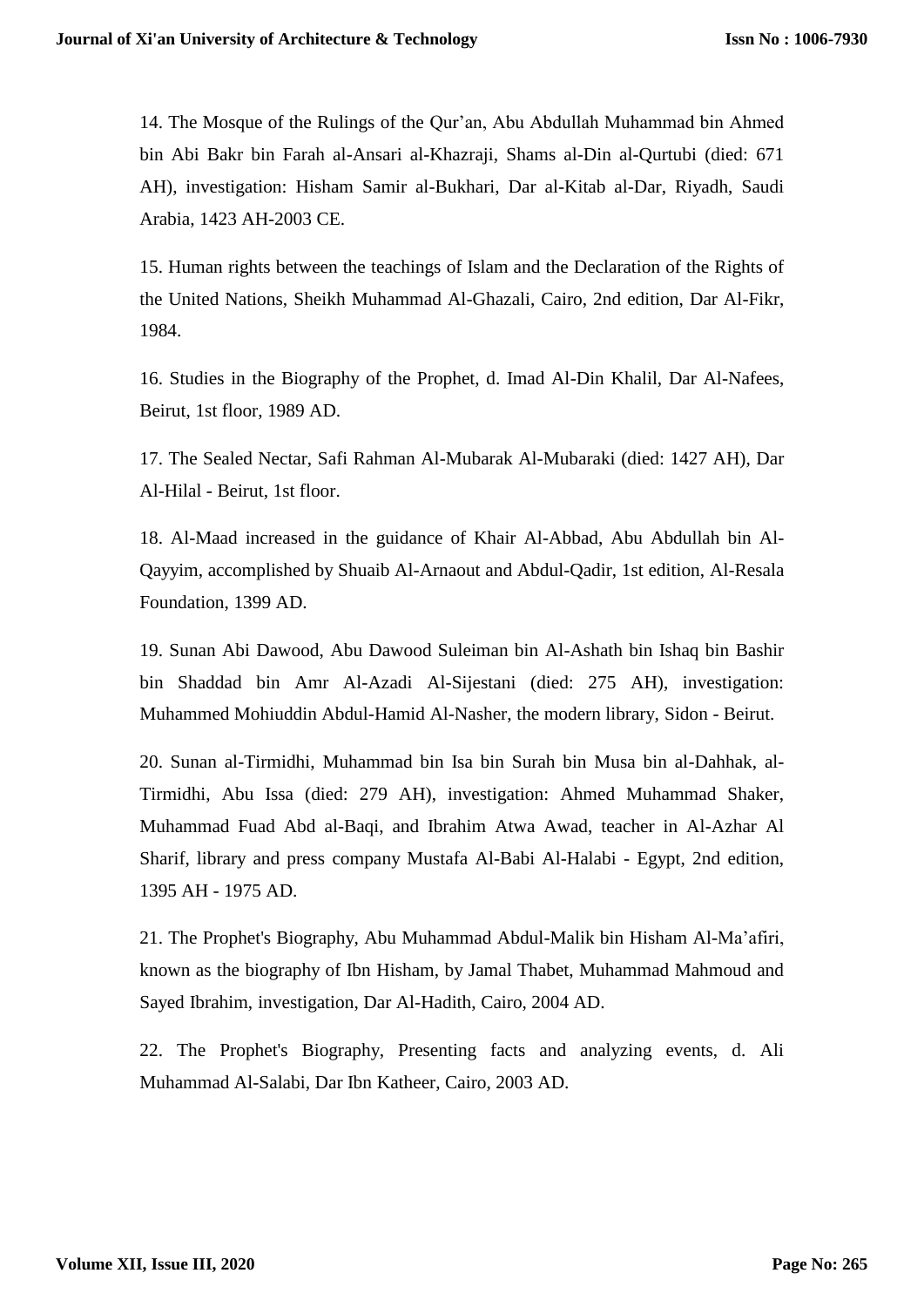14. The Mosque of the Rulings of the Qur'an, Abu Abdullah Muhammad bin Ahmed bin Abi Bakr bin Farah al-Ansari al-Khazraji, Shams al-Din al-Qurtubi (died: 671 AH), investigation: Hisham Samir al-Bukhari, Dar al-Kitab al-Dar, Riyadh, Saudi Arabia, 1423 AH-2003 CE.

15. Human rights between the teachings of Islam and the Declaration of the Rights of the United Nations, Sheikh Muhammad Al-Ghazali, Cairo, 2nd edition, Dar Al-Fikr, 1984.

16. Studies in the Biography of the Prophet, d. Imad Al-Din Khalil, Dar Al-Nafees, Beirut, 1st floor, 1989 AD.

17. The Sealed Nectar, Safi Rahman Al-Mubarak Al-Mubaraki (died: 1427 AH), Dar Al-Hilal - Beirut, 1st floor.

18. Al-Maad increased in the guidance of Khair Al-Abbad, Abu Abdullah bin Al-Qayyim, accomplished by Shuaib Al-Arnaout and Abdul-Qadir, 1st edition, Al-Resala Foundation, 1399 AD.

19. Sunan Abi Dawood, Abu Dawood Suleiman bin Al-Ashath bin Ishaq bin Bashir bin Shaddad bin Amr Al-Azadi Al-Sijestani (died: 275 AH), investigation: Muhammed Mohiuddin Abdul-Hamid Al-Nasher, the modern library, Sidon - Beirut.

20. Sunan al-Tirmidhi, Muhammad bin Isa bin Surah bin Musa bin al-Dahhak, al-Tirmidhi, Abu Issa (died: 279 AH), investigation: Ahmed Muhammad Shaker, Muhammad Fuad Abd al-Baqi, and Ibrahim Atwa Awad, teacher in Al-Azhar Al Sharif, library and press company Mustafa Al-Babi Al-Halabi - Egypt, 2nd edition, 1395 AH - 1975 AD.

21. The Prophet's Biography, Abu Muhammad Abdul-Malik bin Hisham Al-Ma'afiri, known as the biography of Ibn Hisham, by Jamal Thabet, Muhammad Mahmoud and Sayed Ibrahim, investigation, Dar Al-Hadith, Cairo, 2004 AD.

22. The Prophet's Biography, Presenting facts and analyzing events, d. Ali Muhammad Al-Salabi, Dar Ibn Katheer, Cairo, 2003 AD.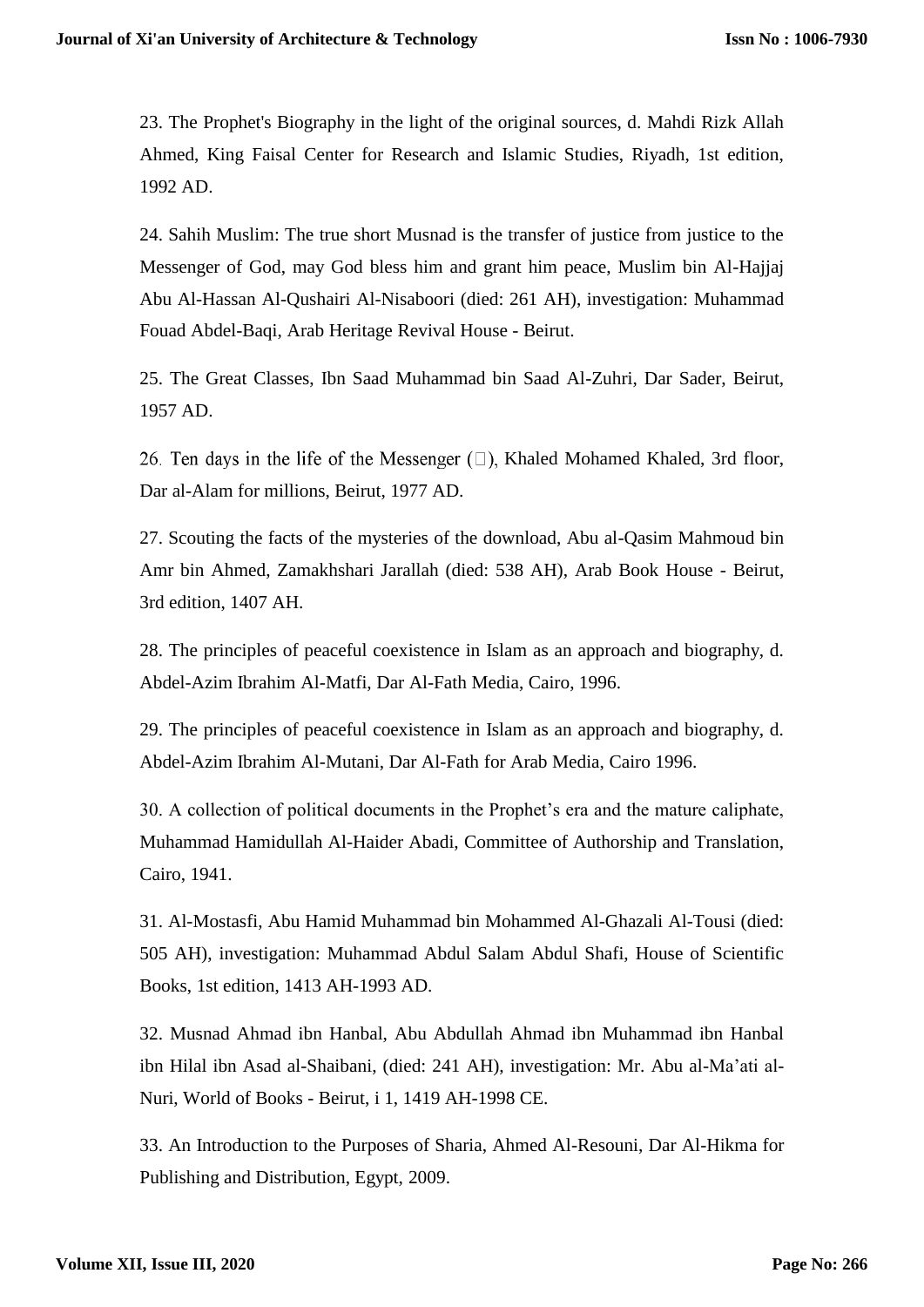23. The Prophet's Biography in the light of the original sources, d. Mahdi Rizk Allah Ahmed, King Faisal Center for Research and Islamic Studies, Riyadh, 1st edition, 1992 AD.

24. Sahih Muslim: The true short Musnad is the transfer of justice from justice to the Messenger of God, may God bless him and grant him peace, Muslim bin Al-Hajjaj Abu Al-Hassan Al-Qushairi Al-Nisaboori (died: 261 AH), investigation: Muhammad Fouad Abdel-Baqi, Arab Heritage Revival House - Beirut.

25. The Great Classes, Ibn Saad Muhammad bin Saad Al-Zuhri, Dar Sader, Beirut, 1957 AD.

26. Ten days in the life of the Messenger (), Khaled Mohamed Khaled, 3rd floor, Dar al-Alam for millions, Beirut, 1977 AD.

27. Scouting the facts of the mysteries of the download, Abu al-Qasim Mahmoud bin Amr bin Ahmed, Zamakhshari Jarallah (died: 538 AH), Arab Book House - Beirut, 3rd edition, 1407 AH.

28. The principles of peaceful coexistence in Islam as an approach and biography, d. Abdel-Azim Ibrahim Al-Matfi, Dar Al-Fath Media, Cairo, 1996.

29. The principles of peaceful coexistence in Islam as an approach and biography, d. Abdel-Azim Ibrahim Al-Mutani, Dar Al-Fath for Arab Media, Cairo 1996.

30. A collection of political documents in the Prophet's era and the mature caliphate, Muhammad Hamidullah Al-Haider Abadi, Committee of Authorship and Translation, Cairo, 1941.

31. Al-Mostasfi, Abu Hamid Muhammad bin Mohammed Al-Ghazali Al-Tousi (died: 505 AH), investigation: Muhammad Abdul Salam Abdul Shafi, House of Scientific Books, 1st edition, 1413 AH-1993 AD.

32. Musnad Ahmad ibn Hanbal, Abu Abdullah Ahmad ibn Muhammad ibn Hanbal ibn Hilal ibn Asad al-Shaibani, (died: 241 AH), investigation: Mr. Abu al-Ma'ati al-Nuri, World of Books - Beirut, i 1, 1419 AH-1998 CE.

33. An Introduction to the Purposes of Sharia, Ahmed Al-Resouni, Dar Al-Hikma for Publishing and Distribution, Egypt, 2009.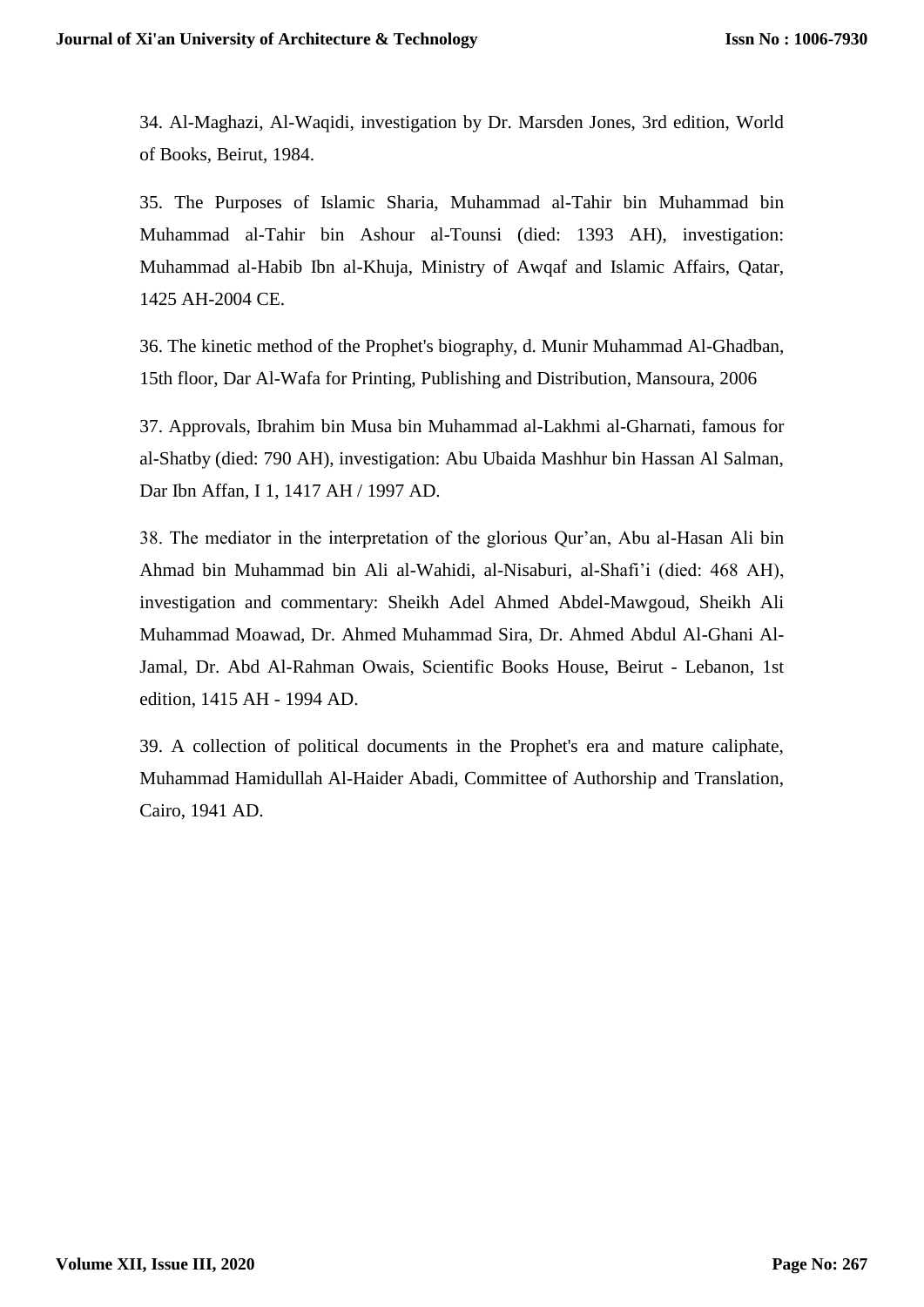34. Al-Maghazi, Al-Waqidi, investigation by Dr. Marsden Jones, 3rd edition, World of Books, Beirut, 1984.

35. The Purposes of Islamic Sharia, Muhammad al-Tahir bin Muhammad bin Muhammad al-Tahir bin Ashour al-Tounsi (died: 1393 AH), investigation: Muhammad al-Habib Ibn al-Khuja, Ministry of Awqaf and Islamic Affairs, Qatar, 1425 AH-2004 CE.

36. The kinetic method of the Prophet's biography, d. Munir Muhammad Al-Ghadban, 15th floor, Dar Al-Wafa for Printing, Publishing and Distribution, Mansoura, 2006

37. Approvals, Ibrahim bin Musa bin Muhammad al-Lakhmi al-Gharnati, famous for al-Shatby (died: 790 AH), investigation: Abu Ubaida Mashhur bin Hassan Al Salman, Dar Ibn Affan, I 1, 1417 AH / 1997 AD.

38. The mediator in the interpretation of the glorious Qur'an, Abu al-Hasan Ali bin Ahmad bin Muhammad bin Ali al-Wahidi, al-Nisaburi, al-Shafi'i (died: 468 AH), investigation and commentary: Sheikh Adel Ahmed Abdel-Mawgoud, Sheikh Ali Muhammad Moawad, Dr. Ahmed Muhammad Sira, Dr. Ahmed Abdul Al-Ghani Al-Jamal, Dr. Abd Al-Rahman Owais, Scientific Books House, Beirut - Lebanon, 1st edition, 1415 AH - 1994 AD.

39. A collection of political documents in the Prophet's era and mature caliphate, Muhammad Hamidullah Al-Haider Abadi, Committee of Authorship and Translation, Cairo, 1941 AD.